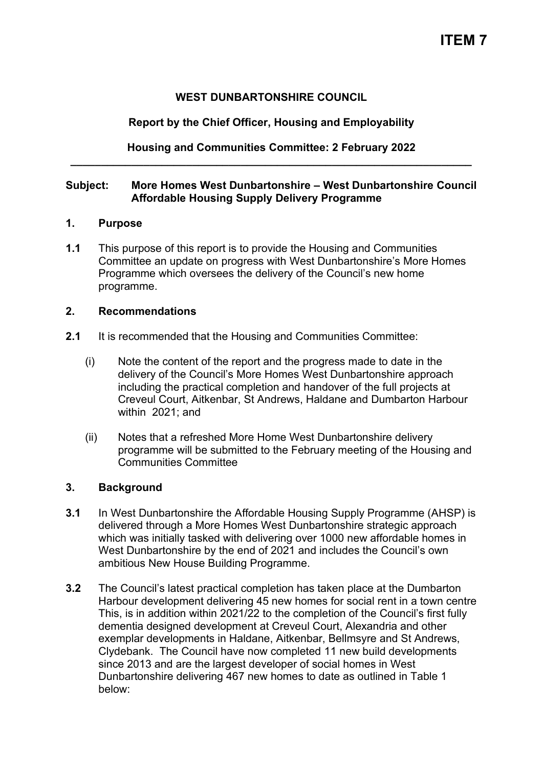**ITEM 7**

**WEST DUNBARTONSHIRE COUNCIL**

**Report by the Chief Officer, Housing and Employability**

**Housing and Communities Committee: 2 February 2022**

---

**Subject: More Homes West Dunbartonshire – West Dunbartonshire Council Affordable Housing Supply Delivery Programme**

## 1. Purpose

**1.1** This purpose of this report is to provide the Housing and Communities Committee an update on progress with West Dunbartonshire's More Homes Programme which oversees the delivery of the Council's new home programme.

## 2. Recommendations

**2.1** It is recommended that the Housing and Communities Committee:

(i) Note the content of the report and the progress made to date in the delivery of the Council's More Homes West Dunbartonshire approach including the practical completion and handover of the full projects at Creveul Court, Aitkenbar, St Andrews, Haldane and Dumbarton Harbour within 2021; and

(ii) Notes that a refreshed More Home West Dunbartonshire delivery programme will be submitted to the February meeting of the Housing and Communities Committee

## 3. Background

**3.1** In West Dunbartonshire the Affordable Housing Supply Programme (AHSP) is delivered through a More Homes West Dunbartonshire strategic approach which was initially tasked with delivering over 1000 new affordable homes in West Dunbartonshire by the end of 2021 and includes the Council's own ambitious New House Building Programme.

**3.2** The Council's latest practical completion has taken place at the Dumbarton Harbour development delivering 45 new homes for social rent in a town centre This, is in addition within 2021/22 to the completion of the Council's first fully dementia designed development at Creveul Court, Alexandria and other exemplar developments in Haldane, Aitkenbar, Bellmsyre and St Andrews, Clydebank. The Council have now completed 11 new build developments since 2013 and are the largest developer of social homes in West Dunbartonshire delivering 467 new homes to date as outlined in Table 1 below: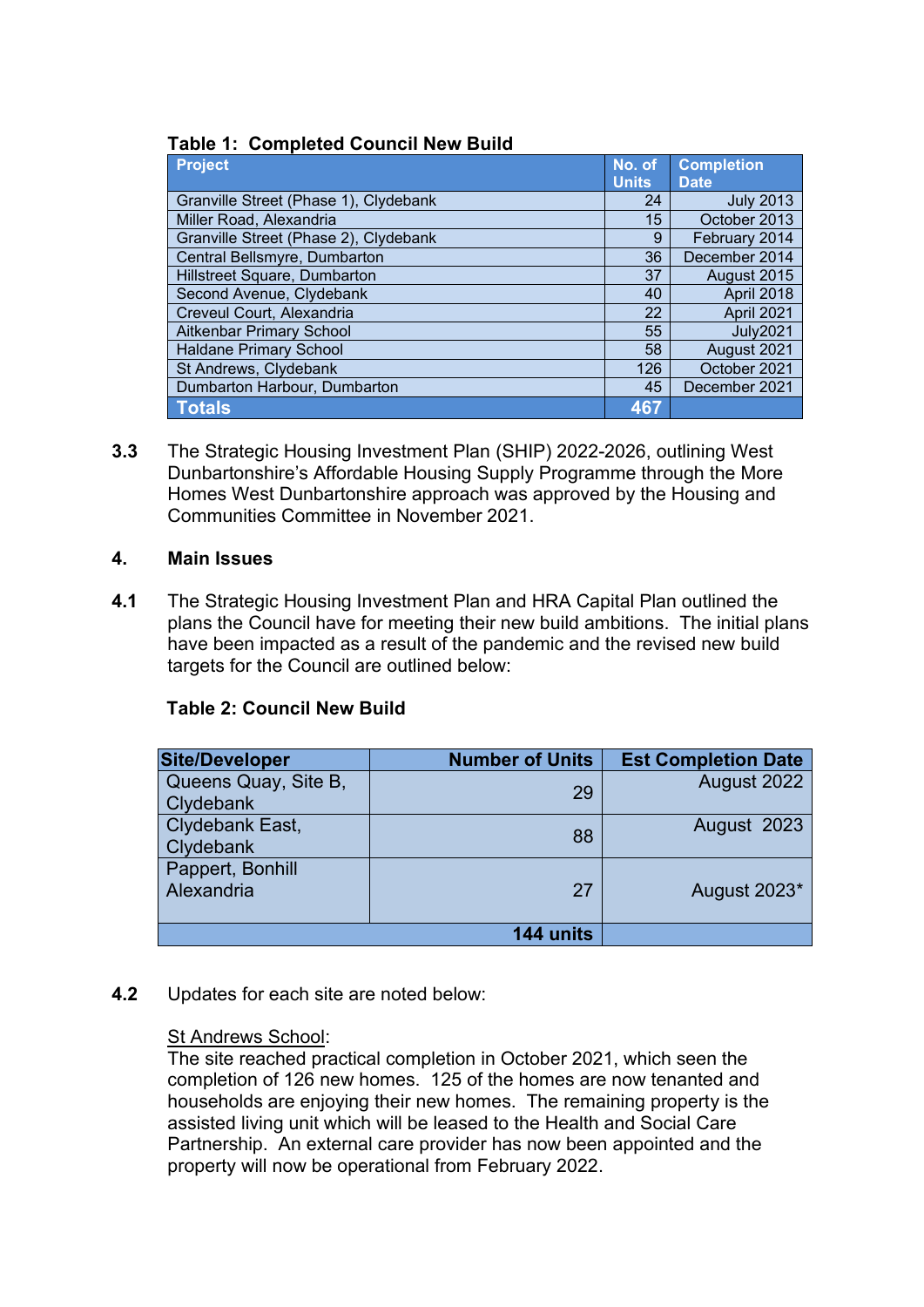**Table 1: Completed Council New Build**

| Project | No. of Units | Completion Date |
|---|---|---|
| Granville Street (Phase 1), Clydebank | 24 | July 2013 |
| Miller Road, Alexandria | 15 | October 2013 |
| Granville Street (Phase 2), Clydebank | 9 | February 2014 |
| Central Bellsmyre, Dumbarton | 36 | December 2014 |
| Hillstreet Square, Dumbarton | 37 | August 2015 |
| Second Avenue, Clydebank | 40 | April 2018 |
| Creveul Court, Alexandria | 22 | April 2021 |
| Aitkenbar Primary School | 55 | July2021 |
| Haldane Primary School | 58 | August 2021 |
| St Andrews, Clydebank | 126 | October 2021 |
| Dumbarton Harbour, Dumbarton | 45 | December 2021 |
| **Totals** | **467** | |

**3.3** The Strategic Housing Investment Plan (SHIP) 2022-2026, outlining West Dunbartonshire's Affordable Housing Supply Programme through the More Homes West Dunbartonshire approach was approved by the Housing and Communities Committee in November 2021.

## 4. Main Issues

**4.1** The Strategic Housing Investment Plan and HRA Capital Plan outlined the plans the Council have for meeting their new build ambitions. The initial plans have been impacted as a result of the pandemic and the revised new build targets for the Council are outlined below:

**Table 2: Council New Build**

| Site/Developer | Number of Units | Est Completion Date |
|---|---|---|
| Queens Quay, Site B, Clydebank | 29 | August 2022 |
| Clydebank East, Clydebank | 88 | August 2023 |
| Pappert, Bonhill Alexandria | 27 | August 2023* |
| | **144 units** | |

**4.2** Updates for each site are noted below:

<u>St Andrews School</u>:
The site reached practical completion in October 2021, which seen the completion of 126 new homes. 125 of the homes are now tenanted and households are enjoying their new homes. The remaining property is the assisted living unit which will be leased to the Health and Social Care Partnership. An external care provider has now been appointed and the property will now be operational from February 2022.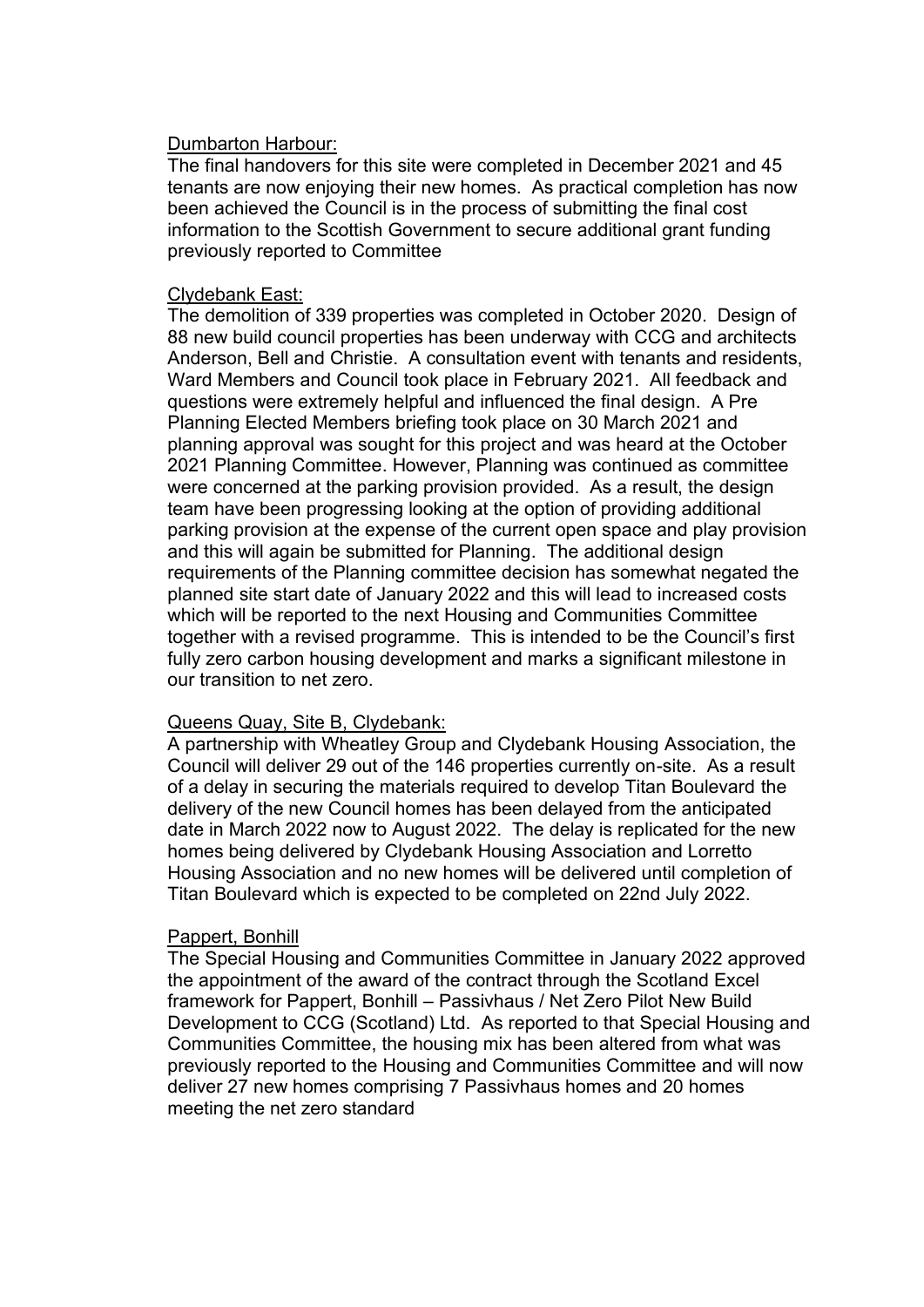Dumbarton Harbour:

The final handovers for this site were completed in December 2021 and 45 tenants are now enjoying their new homes. As practical completion has now been achieved the Council is in the process of submitting the final cost information to the Scottish Government to secure additional grant funding previously reported to Committee

Clydebank East:

The demolition of 339 properties was completed in October 2020. Design of 88 new build council properties has been underway with CCG and architects Anderson, Bell and Christie. A consultation event with tenants and residents, Ward Members and Council took place in February 2021. All feedback and questions were extremely helpful and influenced the final design. A Pre Planning Elected Members briefing took place on 30 March 2021 and planning approval was sought for this project and was heard at the October 2021 Planning Committee. However, Planning was continued as committee were concerned at the parking provision provided. As a result, the design team have been progressing looking at the option of providing additional parking provision at the expense of the current open space and play provision and this will again be submitted for Planning. The additional design requirements of the Planning committee decision has somewhat negated the planned site start date of January 2022 and this will lead to increased costs which will be reported to the next Housing and Communities Committee together with a revised programme. This is intended to be the Council's first fully zero carbon housing development and marks a significant milestone in our transition to net zero.

Queens Quay, Site B, Clydebank:

A partnership with Wheatley Group and Clydebank Housing Association, the Council will deliver 29 out of the 146 properties currently on-site. As a result of a delay in securing the materials required to develop Titan Boulevard the delivery of the new Council homes has been delayed from the anticipated date in March 2022 now to August 2022. The delay is replicated for the new homes being delivered by Clydebank Housing Association and Lorretto Housing Association and no new homes will be delivered until completion of Titan Boulevard which is expected to be completed on 22nd July 2022.

Pappert, Bonhill

The Special Housing and Communities Committee in January 2022 approved the appointment of the award of the contract through the Scotland Excel framework for Pappert, Bonhill – Passivhaus / Net Zero Pilot New Build Development to CCG (Scotland) Ltd. As reported to that Special Housing and Communities Committee, the housing mix has been altered from what was previously reported to the Housing and Communities Committee and will now deliver 27 new homes comprising 7 Passivhaus homes and 20 homes meeting the net zero standard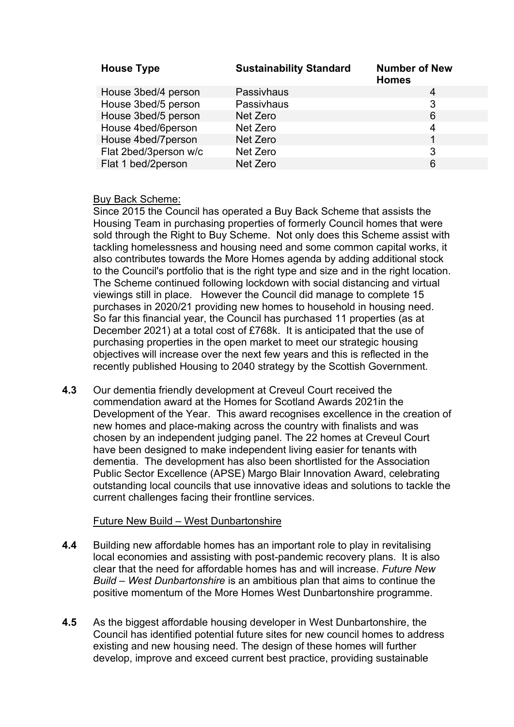| House Type | Sustainability Standard | Number of New Homes |
|---|---|---|
| House 3bed/4 person | Passivhaus | 4 |
| House 3bed/5 person | Passivhaus | 3 |
| House 3bed/5 person | Net Zero | 6 |
| House 4bed/6person | Net Zero | 4 |
| House 4bed/7person | Net Zero | 1 |
| Flat 2bed/3person w/c | Net Zero | 3 |
| Flat 1 bed/2person | Net Zero | 6 |

<u>Buy Back Scheme:</u>

Since 2015 the Council has operated a Buy Back Scheme that assists the Housing Team in purchasing properties of formerly Council homes that were sold through the Right to Buy Scheme. Not only does this Scheme assist with tackling homelessness and housing need and some common capital works, it also contributes towards the More Homes agenda by adding additional stock to the Council's portfolio that is the right type and size and in the right location. The Scheme continued following lockdown with social distancing and virtual viewings still in place. However the Council did manage to complete 15 purchases in 2020/21 providing new homes to household in housing need. So far this financial year, the Council has purchased 11 properties (as at December 2021) at a total cost of £768k. It is anticipated that the use of purchasing properties in the open market to meet our strategic housing objectives will increase over the next few years and this is reflected in the recently published Housing to 2040 strategy by the Scottish Government.

**4.3** Our dementia friendly development at Creveul Court received the commendation award at the Homes for Scotland Awards 2021in the Development of the Year. This award recognises excellence in the creation of new homes and place-making across the country with finalists and was chosen by an independent judging panel. The 22 homes at Creveul Court have been designed to make independent living easier for tenants with dementia. The development has also been shortlisted for the Association Public Sector Excellence (APSE) Margo Blair Innovation Award, celebrating outstanding local councils that use innovative ideas and solutions to tackle the current challenges facing their frontline services.

<u>Future New Build – West Dunbartonshire</u>

**4.4** Building new affordable homes has an important role to play in revitalising local economies and assisting with post-pandemic recovery plans. It is also clear that the need for affordable homes has and will increase. *Future New Build – West Dunbartonshire* is an ambitious plan that aims to continue the positive momentum of the More Homes West Dunbartonshire programme.

**4.5** As the biggest affordable housing developer in West Dunbartonshire, the Council has identified potential future sites for new council homes to address existing and new housing need. The design of these homes will further develop, improve and exceed current best practice, providing sustainable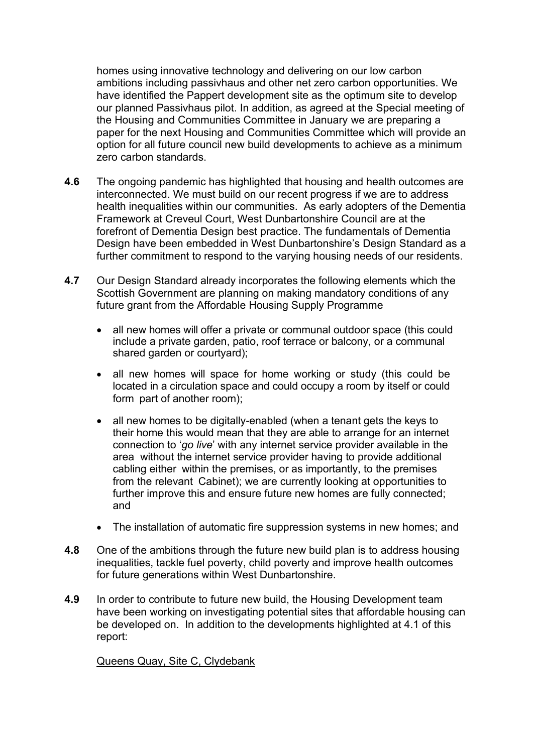homes using innovative technology and delivering on our low carbon ambitions including passivhaus and other net zero carbon opportunities. We have identified the Pappert development site as the optimum site to develop our planned Passivhaus pilot. In addition, as agreed at the Special meeting of the Housing and Communities Committee in January we are preparing a paper for the next Housing and Communities Committee which will provide an option for all future council new build developments to achieve as a minimum zero carbon standards.

**4.6** The ongoing pandemic has highlighted that housing and health outcomes are interconnected. We must build on our recent progress if we are to address health inequalities within our communities. As early adopters of the Dementia Framework at Creveul Court, West Dunbartonshire Council are at the forefront of Dementia Design best practice. The fundamentals of Dementia Design have been embedded in West Dunbartonshire's Design Standard as a further commitment to respond to the varying housing needs of our residents.

**4.7** Our Design Standard already incorporates the following elements which the Scottish Government are planning on making mandatory conditions of any future grant from the Affordable Housing Supply Programme

- all new homes will offer a private or communal outdoor space (this could include a private garden, patio, roof terrace or balcony, or a communal shared garden or courtyard);
- all new homes will space for home working or study (this could be located in a circulation space and could occupy a room by itself or could form part of another room);
- all new homes to be digitally-enabled (when a tenant gets the keys to their home this would mean that they are able to arrange for an internet connection to '*go live*' with any internet service provider available in the area without the internet service provider having to provide additional cabling either within the premises, or as importantly, to the premises from the relevant Cabinet); we are currently looking at opportunities to further improve this and ensure future new homes are fully connected; and
- The installation of automatic fire suppression systems in new homes; and

**4.8** One of the ambitions through the future new build plan is to address housing inequalities, tackle fuel poverty, child poverty and improve health outcomes for future generations within West Dunbartonshire.

**4.9** In order to contribute to future new build, the Housing Development team have been working on investigating potential sites that affordable housing can be developed on. In addition to the developments highlighted at 4.1 of this report:

<u>Queens Quay, Site C, Clydebank</u>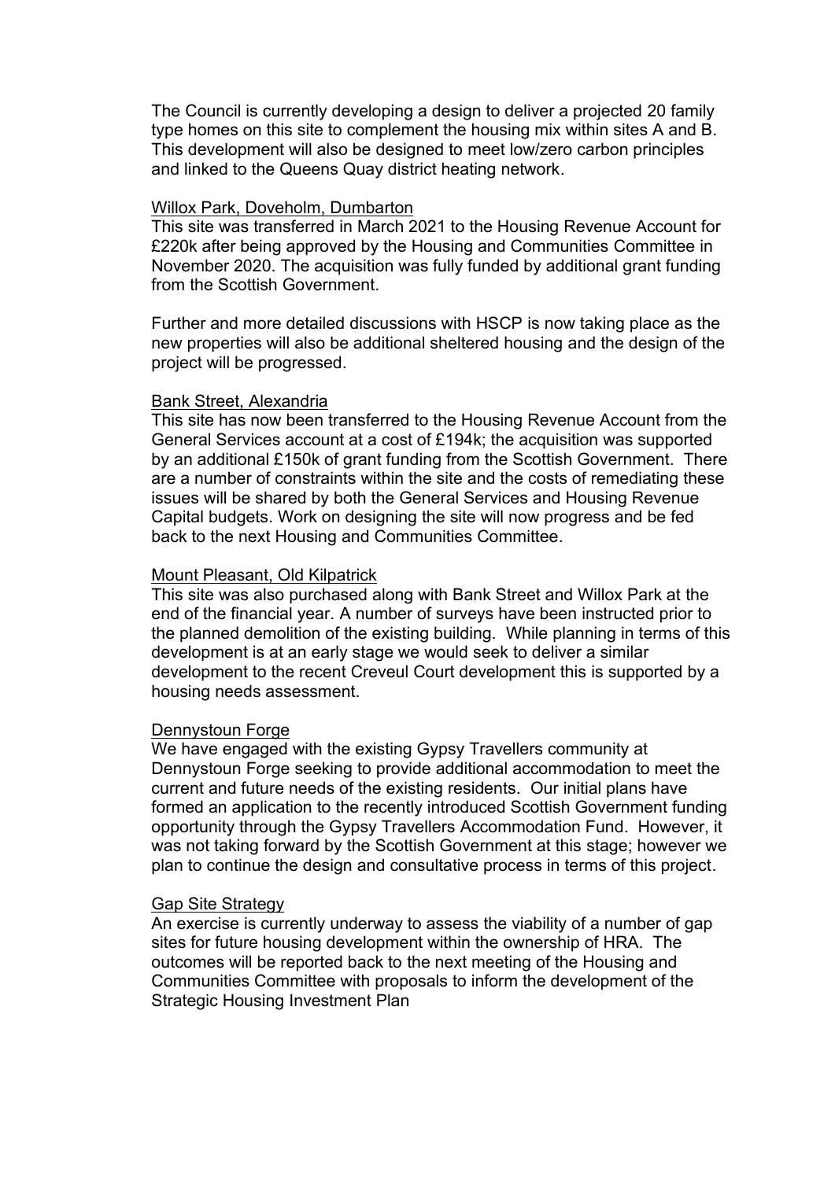The Council is currently developing a design to deliver a projected 20 family type homes on this site to complement the housing mix within sites A and B. This development will also be designed to meet low/zero carbon principles and linked to the Queens Quay district heating network.

Willox Park, Doveholm, Dumbarton

This site was transferred in March 2021 to the Housing Revenue Account for £220k after being approved by the Housing and Communities Committee in November 2020. The acquisition was fully funded by additional grant funding from the Scottish Government.

Further and more detailed discussions with HSCP is now taking place as the new properties will also be additional sheltered housing and the design of the project will be progressed.

Bank Street, Alexandria

This site has now been transferred to the Housing Revenue Account from the General Services account at a cost of £194k; the acquisition was supported by an additional £150k of grant funding from the Scottish Government. There are a number of constraints within the site and the costs of remediating these issues will be shared by both the General Services and Housing Revenue Capital budgets. Work on designing the site will now progress and be fed back to the next Housing and Communities Committee.

Mount Pleasant, Old Kilpatrick

This site was also purchased along with Bank Street and Willox Park at the end of the financial year. A number of surveys have been instructed prior to the planned demolition of the existing building. While planning in terms of this development is at an early stage we would seek to deliver a similar development to the recent Creveul Court development this is supported by a housing needs assessment.

Dennystoun Forge

We have engaged with the existing Gypsy Travellers community at Dennystoun Forge seeking to provide additional accommodation to meet the current and future needs of the existing residents. Our initial plans have formed an application to the recently introduced Scottish Government funding opportunity through the Gypsy Travellers Accommodation Fund. However, it was not taking forward by the Scottish Government at this stage; however we plan to continue the design and consultative process in terms of this project.

Gap Site Strategy

An exercise is currently underway to assess the viability of a number of gap sites for future housing development within the ownership of HRA. The outcomes will be reported back to the next meeting of the Housing and Communities Committee with proposals to inform the development of the Strategic Housing Investment Plan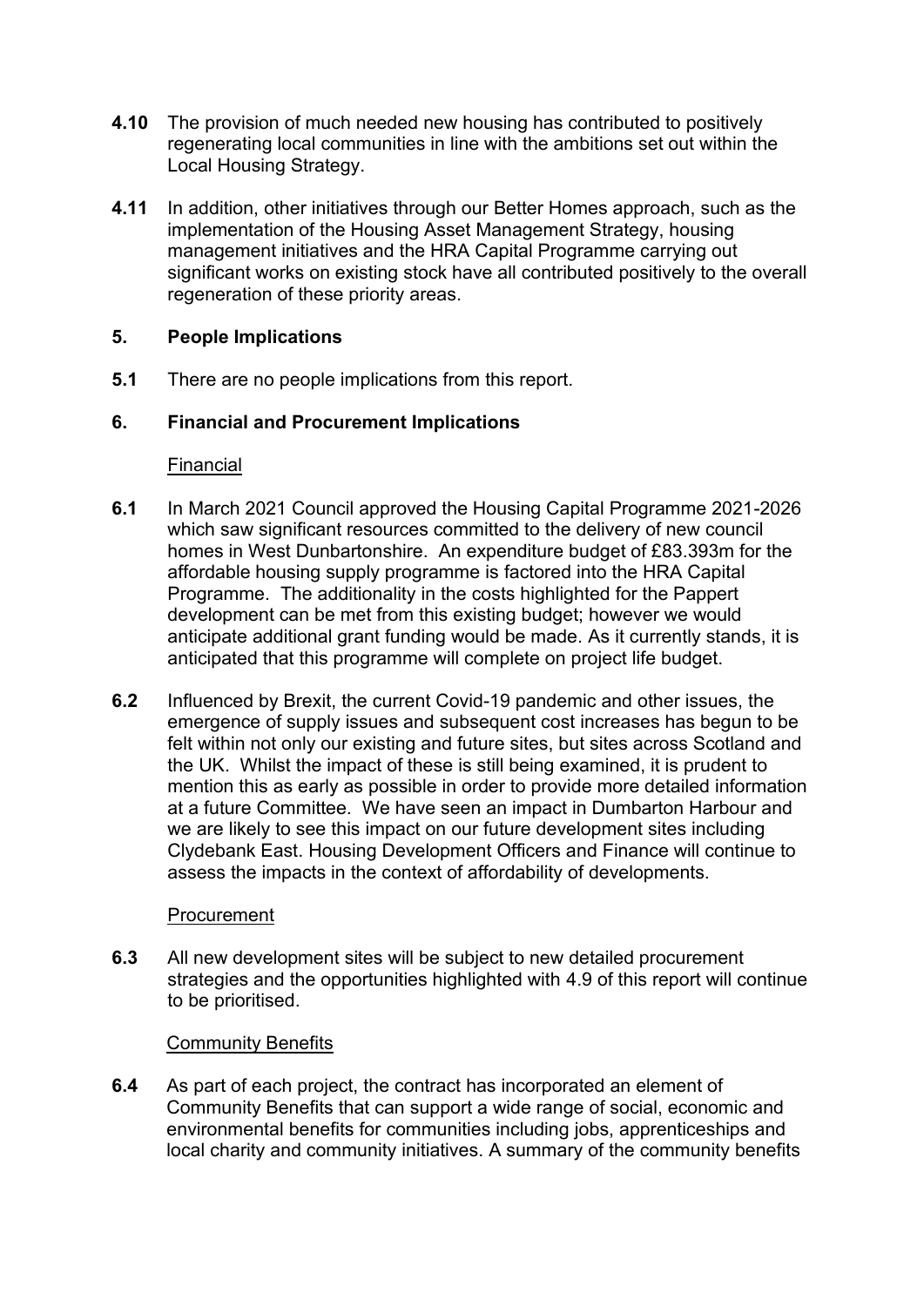**4.10** The provision of much needed new housing has contributed to positively regenerating local communities in line with the ambitions set out within the Local Housing Strategy.

**4.11** In addition, other initiatives through our Better Homes approach, such as the implementation of the Housing Asset Management Strategy, housing management initiatives and the HRA Capital Programme carrying out significant works on existing stock have all contributed positively to the overall regeneration of these priority areas.

## 5. People Implications

**5.1** There are no people implications from this report.

## 6. Financial and Procurement Implications

Financial

**6.1** In March 2021 Council approved the Housing Capital Programme 2021-2026 which saw significant resources committed to the delivery of new council homes in West Dunbartonshire. An expenditure budget of £83.393m for the affordable housing supply programme is factored into the HRA Capital Programme. The additionality in the costs highlighted for the Pappert development can be met from this existing budget; however we would anticipate additional grant funding would be made. As it currently stands, it is anticipated that this programme will complete on project life budget.

**6.2** Influenced by Brexit, the current Covid-19 pandemic and other issues, the emergence of supply issues and subsequent cost increases has begun to be felt within not only our existing and future sites, but sites across Scotland and the UK. Whilst the impact of these is still being examined, it is prudent to mention this as early as possible in order to provide more detailed information at a future Committee. We have seen an impact in Dumbarton Harbour and we are likely to see this impact on our future development sites including Clydebank East. Housing Development Officers and Finance will continue to assess the impacts in the context of affordability of developments.

Procurement

**6.3** All new development sites will be subject to new detailed procurement strategies and the opportunities highlighted with 4.9 of this report will continue to be prioritised.

Community Benefits

**6.4** As part of each project, the contract has incorporated an element of Community Benefits that can support a wide range of social, economic and environmental benefits for communities including jobs, apprenticeships and local charity and community initiatives. A summary of the community benefits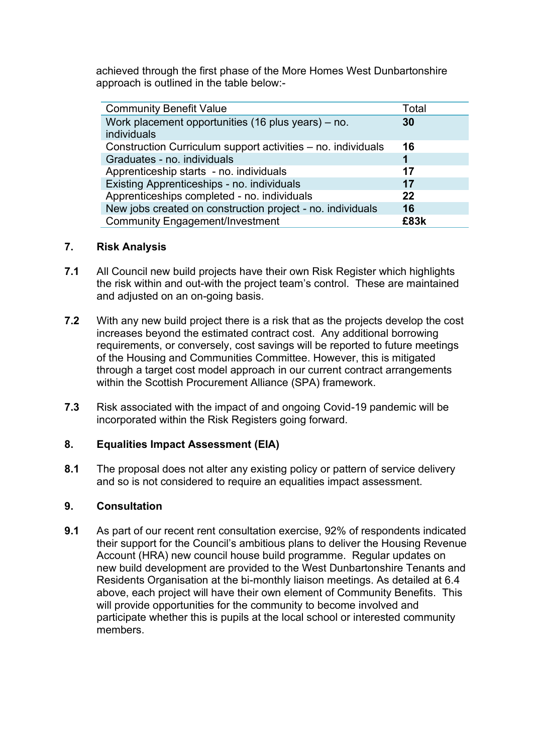achieved through the first phase of the More Homes West Dunbartonshire approach is outlined in the table below:-

| Community Benefit Value | Total |
|---|---|
| Work placement opportunities (16 plus years) – no. individuals | **30** |
| Construction Curriculum support activities – no. individuals | **16** |
| Graduates - no. individuals | **1** |
| Apprenticeship starts - no. individuals | **17** |
| Existing Apprenticeships - no. individuals | **17** |
| Apprenticeships completed - no. individuals | **22** |
| New jobs created on construction project - no. individuals | **16** |
| Community Engagement/Investment | **£83k** |

## 7. Risk Analysis

**7.1** All Council new build projects have their own Risk Register which highlights the risk within and out-with the project team's control. These are maintained and adjusted on an on-going basis.

**7.2** With any new build project there is a risk that as the projects develop the cost increases beyond the estimated contract cost. Any additional borrowing requirements, or conversely, cost savings will be reported to future meetings of the Housing and Communities Committee. However, this is mitigated through a target cost model approach in our current contract arrangements within the Scottish Procurement Alliance (SPA) framework.

**7.3** Risk associated with the impact of and ongoing Covid-19 pandemic will be incorporated within the Risk Registers going forward.

## 8. Equalities Impact Assessment (EIA)

**8.1** The proposal does not alter any existing policy or pattern of service delivery and so is not considered to require an equalities impact assessment.

## 9. Consultation

**9.1** As part of our recent rent consultation exercise, 92% of respondents indicated their support for the Council's ambitious plans to deliver the Housing Revenue Account (HRA) new council house build programme. Regular updates on new build development are provided to the West Dunbartonshire Tenants and Residents Organisation at the bi-monthly liaison meetings. As detailed at 6.4 above, each project will have their own element of Community Benefits. This will provide opportunities for the community to become involved and participate whether this is pupils at the local school or interested community members.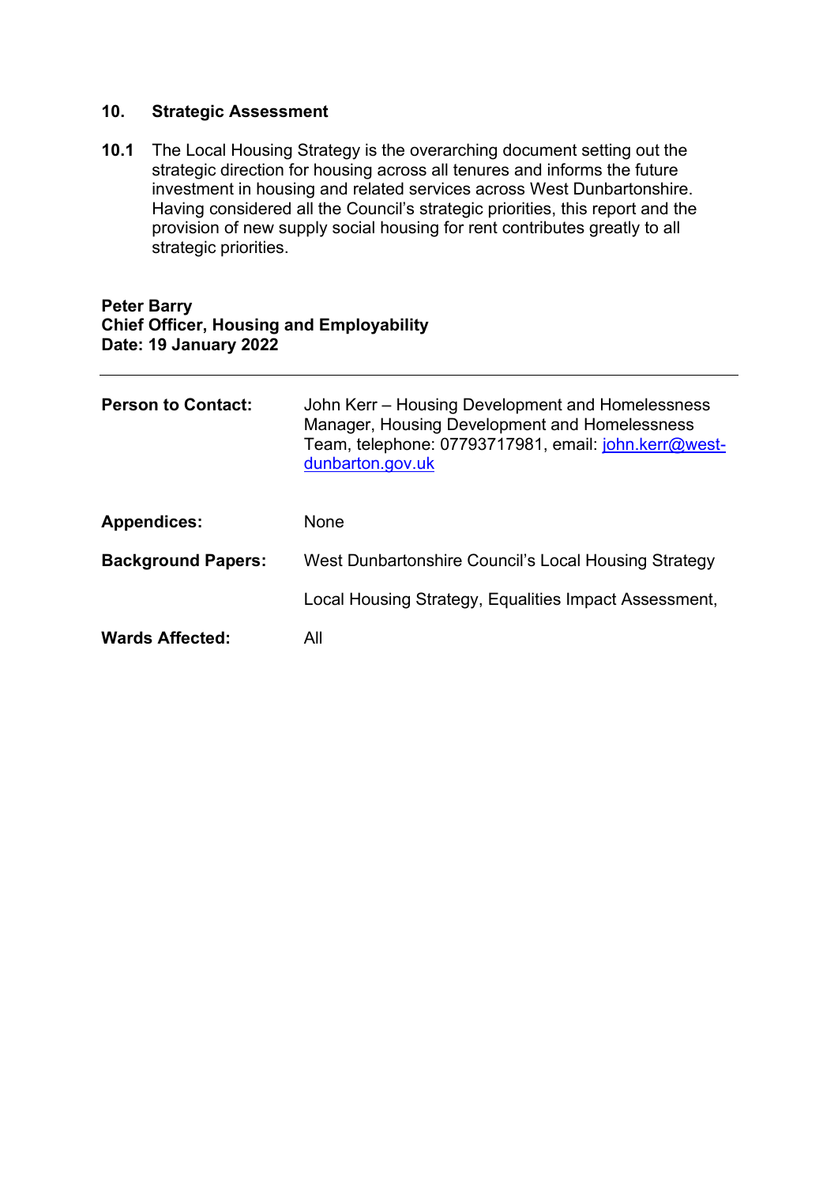## 10. Strategic Assessment

**10.1** The Local Housing Strategy is the overarching document setting out the strategic direction for housing across all tenures and informs the future investment in housing and related services across West Dunbartonshire. Having considered all the Council's strategic priorities, this report and the provision of new supply social housing for rent contributes greatly to all strategic priorities.

**Peter Barry**
**Chief Officer, Housing and Employability**
**Date: 19 January 2022**

---

| | |
|---|---|
| **Person to Contact:** | John Kerr – Housing Development and Homelessness Manager, Housing Development and Homelessness Team, telephone: 07793717981, email: john.kerr@west-dunbarton.gov.uk |
| **Appendices:** | None |
| **Background Papers:** | West Dunbartonshire Council's Local Housing Strategy |
| | Local Housing Strategy, Equalities Impact Assessment, |
| **Wards Affected:** | All |